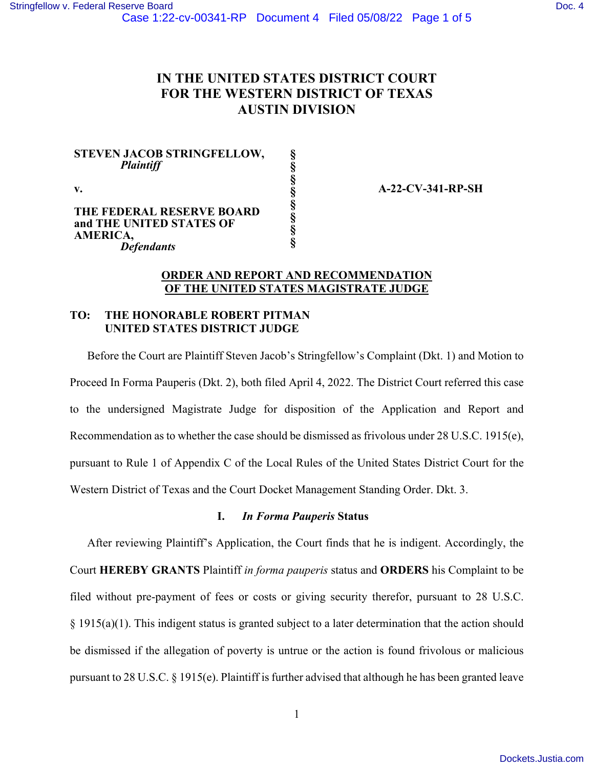# IN THE UNITED STATES DISTRICT COURT FOR THE WESTERN DISTRICT OF TEXAS AUSTIN DIVISION

| | | |
|---|---|---|
| **STEVEN JACOB STRINGFELLOW,** *Plaintiff* | § | |
| | § | |
| **v.** | § | **A-22-CV-341-RP-SH** |
| | § | |
| **THE FEDERAL RESERVE BOARD and THE UNITED STATES OF AMERICA,** *Defendants* | § | |

## ORDER AND REPORT AND RECOMMENDATION OF THE UNITED STATES MAGISTRATE JUDGE

**TO: THE HONORABLE ROBERT PITMAN UNITED STATES DISTRICT JUDGE**

Before the Court are Plaintiff Steven Jacob's Stringfellow's Complaint (Dkt. 1) and Motion to Proceed In Forma Pauperis (Dkt. 2), both filed April 4, 2022. The District Court referred this case to the undersigned Magistrate Judge for disposition of the Application and Report and Recommendation as to whether the case should be dismissed as frivolous under 28 U.S.C. 1915(e), pursuant to Rule 1 of Appendix C of the Local Rules of the United States District Court for the Western District of Texas and the Court Docket Management Standing Order. Dkt. 3.

### I. *In Forma Pauperis* Status

After reviewing Plaintiff's Application, the Court finds that he is indigent. Accordingly, the Court **HEREBY GRANTS** Plaintiff *in forma pauperis* status and **ORDERS** his Complaint to be filed without pre-payment of fees or costs or giving security therefor, pursuant to 28 U.S.C. § 1915(a)(1). This indigent status is granted subject to a later determination that the action should be dismissed if the allegation of poverty is untrue or the action is found frivolous or malicious pursuant to 28 U.S.C. § 1915(e). Plaintiff is further advised that although he has been granted leave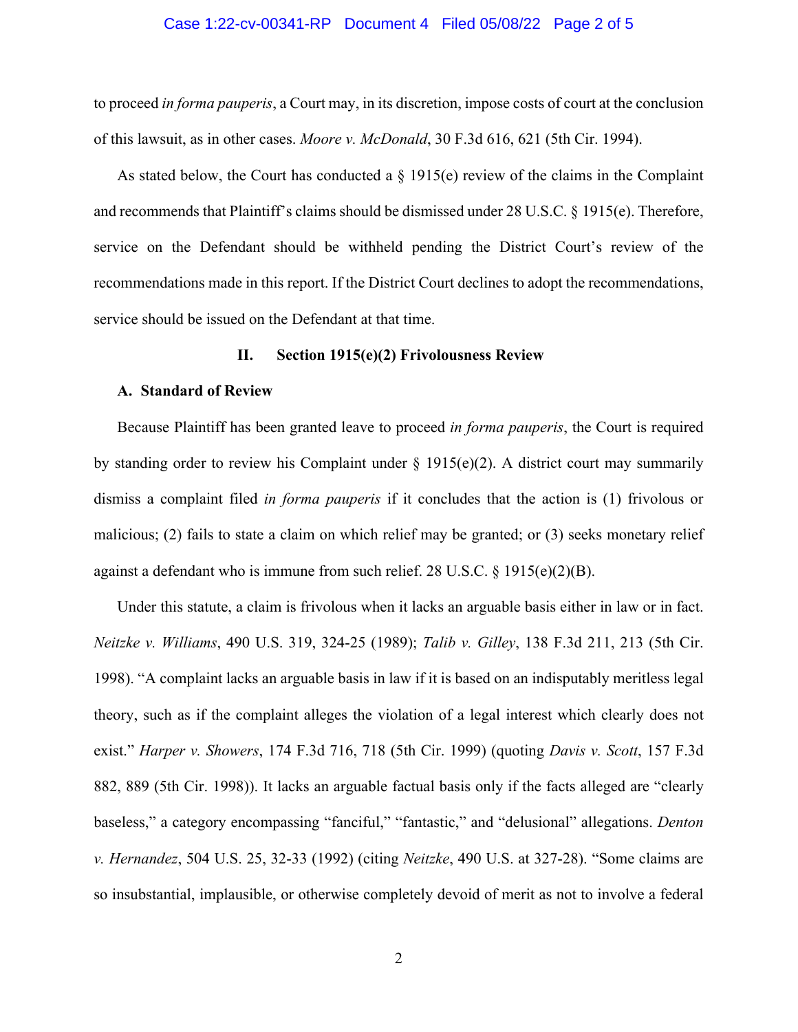to proceed *in forma pauperis*, a Court may, in its discretion, impose costs of court at the conclusion of this lawsuit, as in other cases. *Moore v. McDonald*, 30 F.3d 616, 621 (5th Cir. 1994).

As stated below, the Court has conducted a § 1915(e) review of the claims in the Complaint and recommends that Plaintiff's claims should be dismissed under 28 U.S.C. § 1915(e). Therefore, service on the Defendant should be withheld pending the District Court's review of the recommendations made in this report. If the District Court declines to adopt the recommendations, service should be issued on the Defendant at that time.

## II. Section 1915(e)(2) Frivolousness Review

### A. Standard of Review

Because Plaintiff has been granted leave to proceed *in forma pauperis*, the Court is required by standing order to review his Complaint under § 1915(e)(2). A district court may summarily dismiss a complaint filed *in forma pauperis* if it concludes that the action is (1) frivolous or malicious; (2) fails to state a claim on which relief may be granted; or (3) seeks monetary relief against a defendant who is immune from such relief. 28 U.S.C. § 1915(e)(2)(B).

Under this statute, a claim is frivolous when it lacks an arguable basis either in law or in fact. *Neitzke v. Williams*, 490 U.S. 319, 324-25 (1989); *Talib v. Gilley*, 138 F.3d 211, 213 (5th Cir. 1998). "A complaint lacks an arguable basis in law if it is based on an indisputably meritless legal theory, such as if the complaint alleges the violation of a legal interest which clearly does not exist." *Harper v. Showers*, 174 F.3d 716, 718 (5th Cir. 1999) (quoting *Davis v. Scott*, 157 F.3d 882, 889 (5th Cir. 1998)). It lacks an arguable factual basis only if the facts alleged are "clearly baseless," a category encompassing "fanciful," "fantastic," and "delusional" allegations. *Denton v. Hernandez*, 504 U.S. 25, 32-33 (1992) (citing *Neitzke*, 490 U.S. at 327-28). "Some claims are so insubstantial, implausible, or otherwise completely devoid of merit as not to involve a federal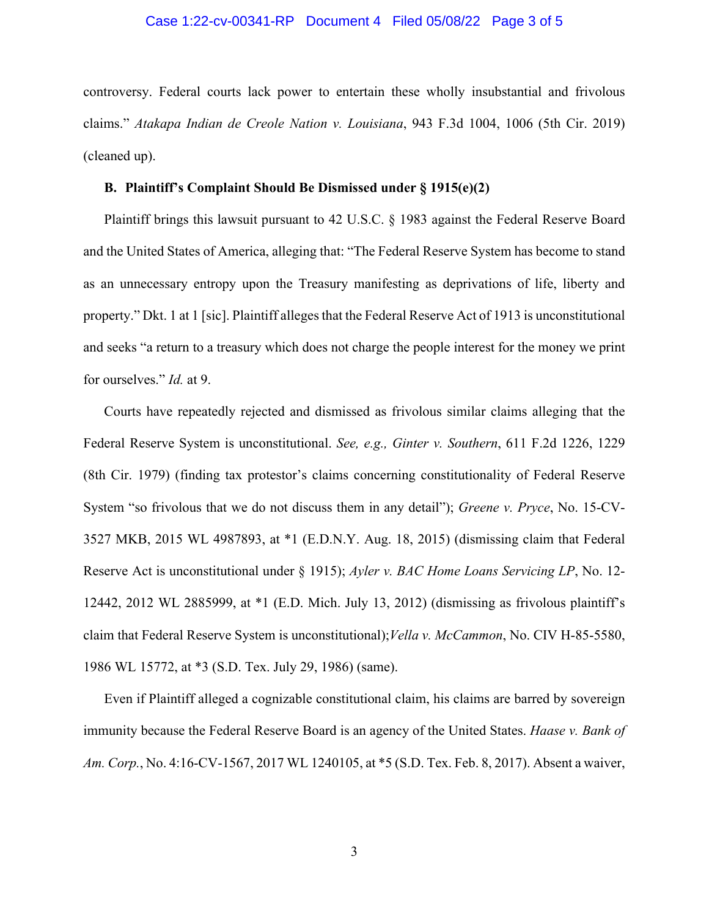controversy. Federal courts lack power to entertain these wholly insubstantial and frivolous claims." *Atakapa Indian de Creole Nation v. Louisiana*, 943 F.3d 1004, 1006 (5th Cir. 2019) (cleaned up).

**B. Plaintiff's Complaint Should Be Dismissed under § 1915(e)(2)**

Plaintiff brings this lawsuit pursuant to 42 U.S.C. § 1983 against the Federal Reserve Board and the United States of America, alleging that: "The Federal Reserve System has become to stand as an unnecessary entropy upon the Treasury manifesting as deprivations of life, liberty and property." Dkt. 1 at 1 [sic]. Plaintiff alleges that the Federal Reserve Act of 1913 is unconstitutional and seeks "a return to a treasury which does not charge the people interest for the money we print for ourselves." *Id.* at 9.

Courts have repeatedly rejected and dismissed as frivolous similar claims alleging that the Federal Reserve System is unconstitutional. *See, e.g., Ginter v. Southern*, 611 F.2d 1226, 1229 (8th Cir. 1979) (finding tax protestor's claims concerning constitutionality of Federal Reserve System "so frivolous that we do not discuss them in any detail"); *Greene v. Pryce*, No. 15-CV-3527 MKB, 2015 WL 4987893, at *1 (E.D.N.Y. Aug. 18, 2015) (dismissing claim that Federal Reserve Act is unconstitutional under § 1915); *Ayler v. BAC Home Loans Servicing LP*, No. 12-12442, 2012 WL 2885999, at *1 (E.D. Mich. July 13, 2012) (dismissing as frivolous plaintiff's claim that Federal Reserve System is unconstitutional); *Vella v. McCammon*, No. CIV H-85-5580, 1986 WL 15772, at *3 (S.D. Tex. July 29, 1986) (same).

Even if Plaintiff alleged a cognizable constitutional claim, his claims are barred by sovereign immunity because the Federal Reserve Board is an agency of the United States. *Haase v. Bank of Am. Corp.*, No. 4:16-CV-1567, 2017 WL 1240105, at *5 (S.D. Tex. Feb. 8, 2017). Absent a waiver,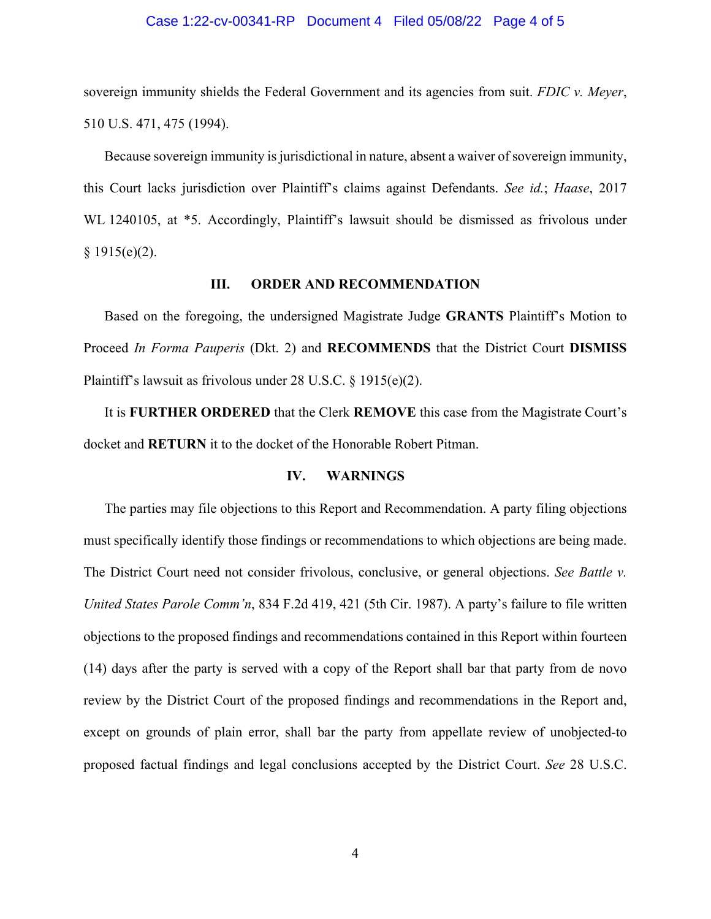sovereign immunity shields the Federal Government and its agencies from suit. *FDIC v. Meyer*, 510 U.S. 471, 475 (1994).

Because sovereign immunity is jurisdictional in nature, absent a waiver of sovereign immunity, this Court lacks jurisdiction over Plaintiff's claims against Defendants. *See id.*; *Haase*, 2017 WL 1240105, at *5. Accordingly, Plaintiff's lawsuit should be dismissed as frivolous under § 1915(e)(2).

## III. ORDER AND RECOMMENDATION

Based on the foregoing, the undersigned Magistrate Judge **GRANTS** Plaintiff's Motion to Proceed *In Forma Pauperis* (Dkt. 2) and **RECOMMENDS** that the District Court **DISMISS** Plaintiff's lawsuit as frivolous under 28 U.S.C. § 1915(e)(2).

It is **FURTHER ORDERED** that the Clerk **REMOVE** this case from the Magistrate Court's docket and **RETURN** it to the docket of the Honorable Robert Pitman.

## IV. WARNINGS

The parties may file objections to this Report and Recommendation. A party filing objections must specifically identify those findings or recommendations to which objections are being made. The District Court need not consider frivolous, conclusive, or general objections. *See Battle v. United States Parole Comm'n*, 834 F.2d 419, 421 (5th Cir. 1987). A party's failure to file written objections to the proposed findings and recommendations contained in this Report within fourteen (14) days after the party is served with a copy of the Report shall bar that party from de novo review by the District Court of the proposed findings and recommendations in the Report and, except on grounds of plain error, shall bar the party from appellate review of unobjected-to proposed factual findings and legal conclusions accepted by the District Court. *See* 28 U.S.C.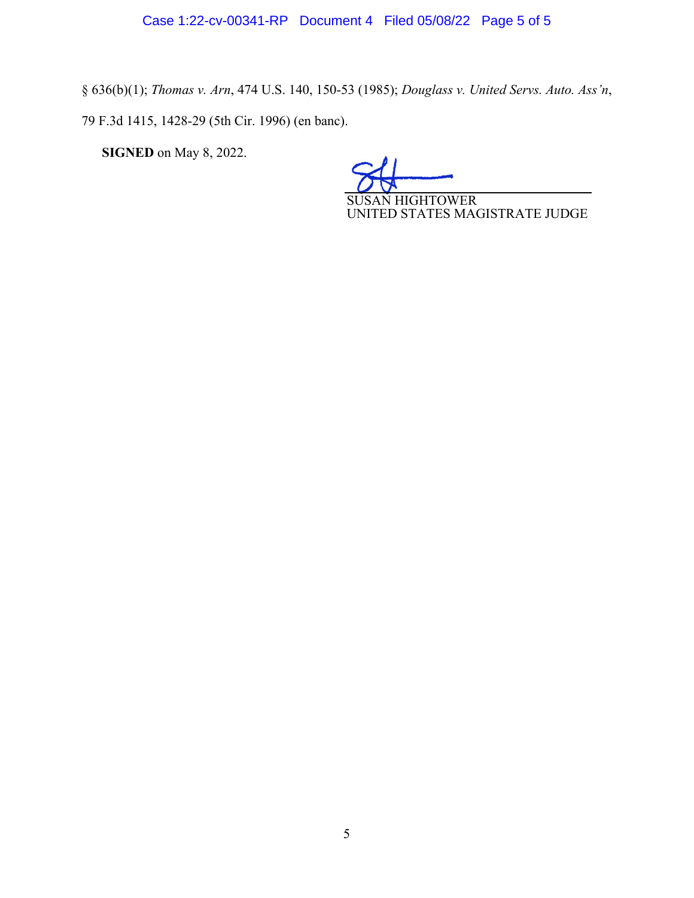§ 636(b)(1); *Thomas v. Arn*, 474 U.S. 140, 150-53 (1985); *Douglass v. United Servs. Auto. Ass'n*, 79 F.3d 1415, 1428-29 (5th Cir. 1996) (en banc).

**SIGNED** on May 8, 2022.

SUSAN HIGHTOWER
UNITED STATES MAGISTRATE JUDGE